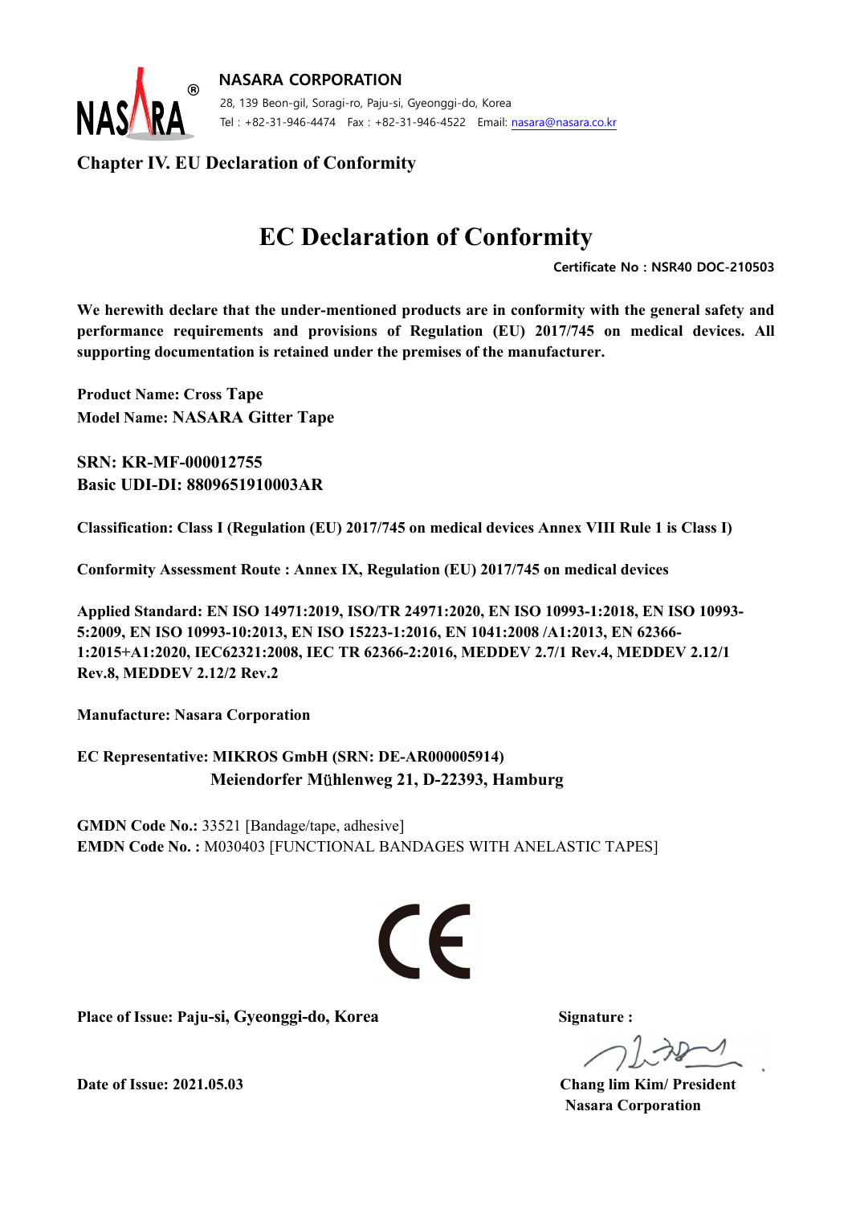**NASARA CORPORATION**

28, 139 Beon-gil, Soragi-ro, Paju-si, Gyeonggi-do, Korea

Tel : +82-31-946-4474 Fax : +82-31-946-4522 Email: nasara@nasara.co.kr

## Chapter IV. EU Declaration of Conformity

# EC Declaration of Conformity

**Certificate No : NSR40 DOC-210503**

**We herewith declare that the under-mentioned products are in conformity with the general safety and performance requirements and provisions of Regulation (EU) 2017/745 on medical devices. All supporting documentation is retained under the premises of the manufacturer.**

**Product Name: Cross Tape**
**Model Name: NASARA Gitter Tape**

**SRN: KR-MF-000012755**
**Basic UDI-DI: 8809651910003AR**

**Classification: Class I (Regulation (EU) 2017/745 on medical devices Annex VIII Rule 1 is Class I)**

**Conformity Assessment Route : Annex IX, Regulation (EU) 2017/745 on medical devices**

**Applied Standard: EN ISO 14971:2019, ISO/TR 24971:2020, EN ISO 10993-1:2018, EN ISO 10993-5:2009, EN ISO 10993-10:2013, EN ISO 15223-1:2016, EN 1041:2008 /A1:2013, EN 62366-1:2015+A1:2020, IEC62321:2008, IEC TR 62366-2:2016, MEDDEV 2.7/1 Rev.4, MEDDEV 2.12/1 Rev.8, MEDDEV 2.12/2 Rev.2**

**Manufacture: Nasara Corporation**

**EC Representative: MIKROS GmbH (SRN: DE-AR000005914)**
**Meiendorfer Mühlenweg 21, D-22393, Hamburg**

**GMDN Code No.:** 33521 [Bandage/tape, adhesive]
**EMDN Code No. :** M030403 [FUNCTIONAL BANDAGES WITH ANELASTIC TAPES]

CE

**Place of Issue: Paju-si, Gyeonggi-do, Korea**

**Date of Issue: 2021.05.03**

**Signature :**

**Chang lim Kim/ President**
**Nasara Corporation**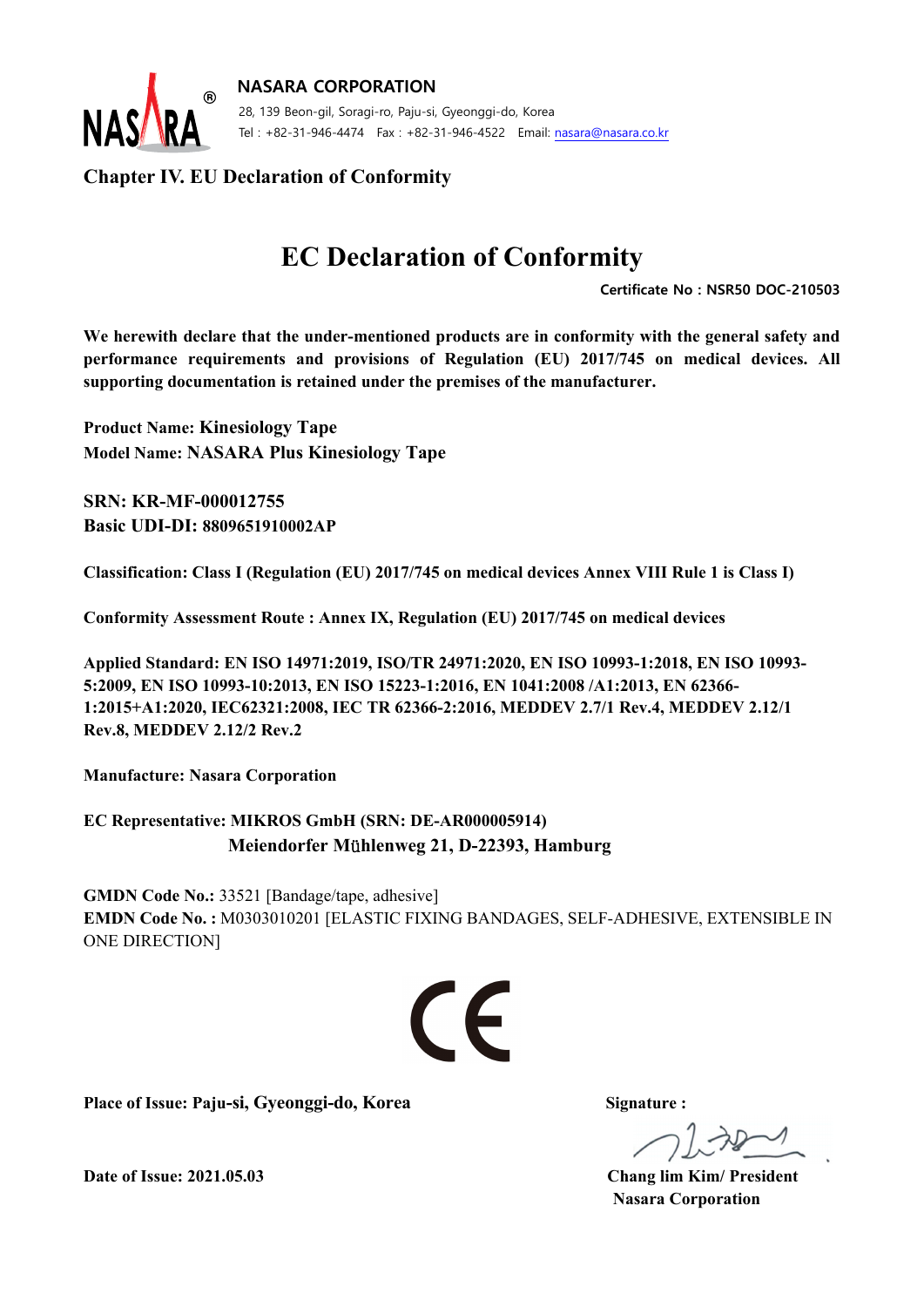**NASARA CORPORATION**

28, 139 Beon-gil, Soragi-ro, Paju-si, Gyeonggi-do, Korea

Tel : +82-31-946-4474 Fax : +82-31-946-4522 Email: nasara@nasara.co.kr

## Chapter IV. EU Declaration of Conformity

# EC Declaration of Conformity

**Certificate No : NSR50 DOC-210503**

**We herewith declare that the under-mentioned products are in conformity with the general safety and performance requirements and provisions of Regulation (EU) 2017/745 on medical devices. All supporting documentation is retained under the premises of the manufacturer.**

**Product Name: Kinesiology Tape**
**Model Name: NASARA Plus Kinesiology Tape**

**SRN: KR-MF-000012755**
**Basic UDI-DI: 8809651910002AP**

**Classification: Class I (Regulation (EU) 2017/745 on medical devices Annex VIII Rule 1 is Class I)**

**Conformity Assessment Route : Annex IX, Regulation (EU) 2017/745 on medical devices**

**Applied Standard: EN ISO 14971:2019, ISO/TR 24971:2020, EN ISO 10993-1:2018, EN ISO 10993-5:2009, EN ISO 10993-10:2013, EN ISO 15223-1:2016, EN 1041:2008 /A1:2013, EN 62366-1:2015+A1:2020, IEC62321:2008, IEC TR 62366-2:2016, MEDDEV 2.7/1 Rev.4, MEDDEV 2.12/1 Rev.8, MEDDEV 2.12/2 Rev.2**

**Manufacture: Nasara Corporation**

**EC Representative: MIKROS GmbH (SRN: DE-AR000005914)**
**Meiendorfer Mühlenweg 21, D-22393, Hamburg**

**GMDN Code No.:** 33521 [Bandage/tape, adhesive]
**EMDN Code No. :** M0303010201 [ELASTIC FIXING BANDAGES, SELF-ADHESIVE, EXTENSIBLE IN ONE DIRECTION]

CE

**Place of Issue: Paju-si, Gyeonggi-do, Korea**

**Date of Issue: 2021.05.03**

**Signature :**

**Chang lim Kim/ President**
**Nasara Corporation**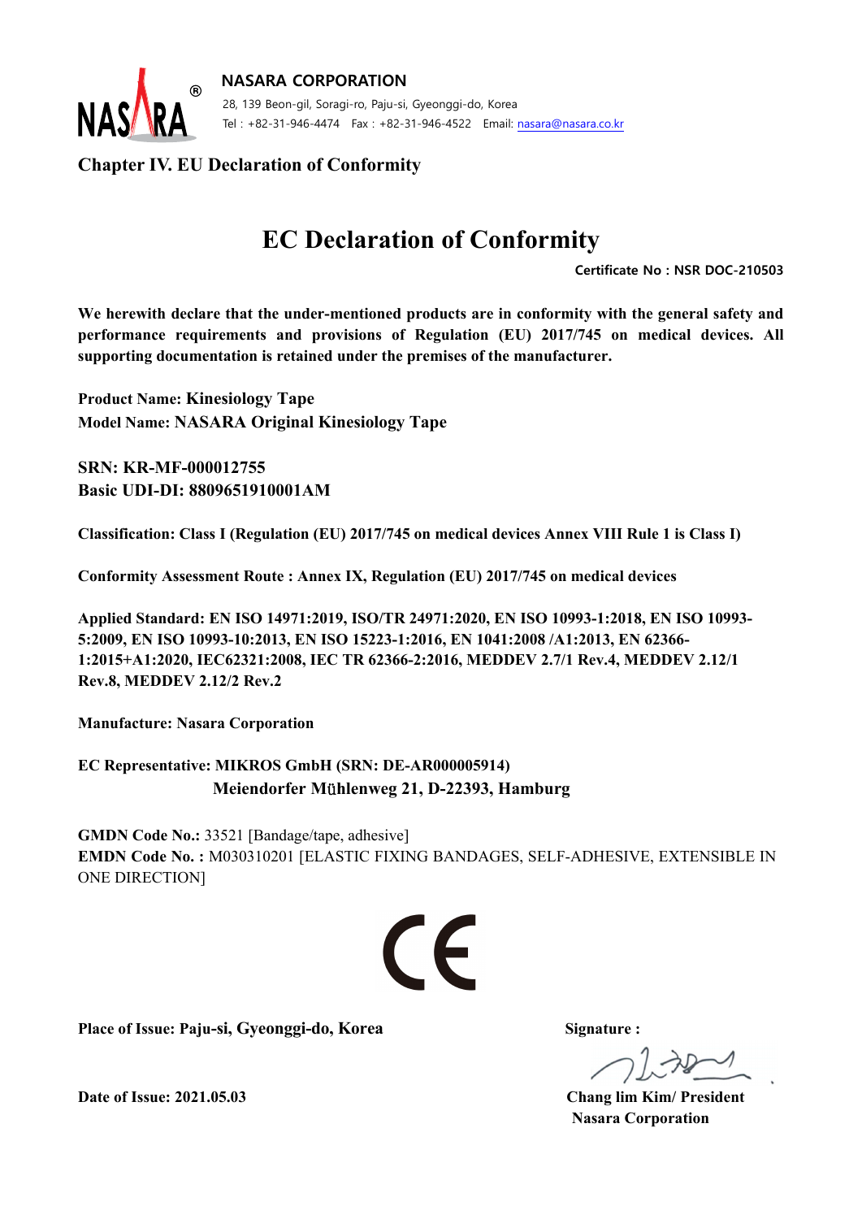**NASARA CORPORATION**

28, 139 Beon-gil, Soragi-ro, Paju-si, Gyeonggi-do, Korea

Tel : +82-31-946-4474 Fax : +82-31-946-4522 Email: nasara@nasara.co.kr

## Chapter IV. EU Declaration of Conformity

# EC Declaration of Conformity

**Certificate No : NSR DOC-210503**

**We herewith declare that the under-mentioned products are in conformity with the general safety and performance requirements and provisions of Regulation (EU) 2017/745 on medical devices. All supporting documentation is retained under the premises of the manufacturer.**

**Product Name: Kinesiology Tape**
**Model Name: NASARA Original Kinesiology Tape**

**SRN: KR-MF-000012755**
**Basic UDI-DI: 8809651910001AM**

**Classification: Class I (Regulation (EU) 2017/745 on medical devices Annex VIII Rule 1 is Class I)**

**Conformity Assessment Route : Annex IX, Regulation (EU) 2017/745 on medical devices**

**Applied Standard: EN ISO 14971:2019, ISO/TR 24971:2020, EN ISO 10993-1:2018, EN ISO 10993-5:2009, EN ISO 10993-10:2013, EN ISO 15223-1:2016, EN 1041:2008 /A1:2013, EN 62366-1:2015+A1:2020, IEC62321:2008, IEC TR 62366-2:2016, MEDDEV 2.7/1 Rev.4, MEDDEV 2.12/1 Rev.8, MEDDEV 2.12/2 Rev.2**

**Manufacture: Nasara Corporation**

**EC Representative: MIKROS GmbH (SRN: DE-AR000005914)**
**Meiendorfer Mühlenweg 21, D-22393, Hamburg**

**GMDN Code No.:** 33521 [Bandage/tape, adhesive]
**EMDN Code No. :** M030310201 [ELASTIC FIXING BANDAGES, SELF-ADHESIVE, EXTENSIBLE IN ONE DIRECTION]

CE

**Place of Issue: Paju-si, Gyeonggi-do, Korea**

**Signature :**

**Date of Issue: 2021.05.03**

**Chang lim Kim/ President**
**Nasara Corporation**